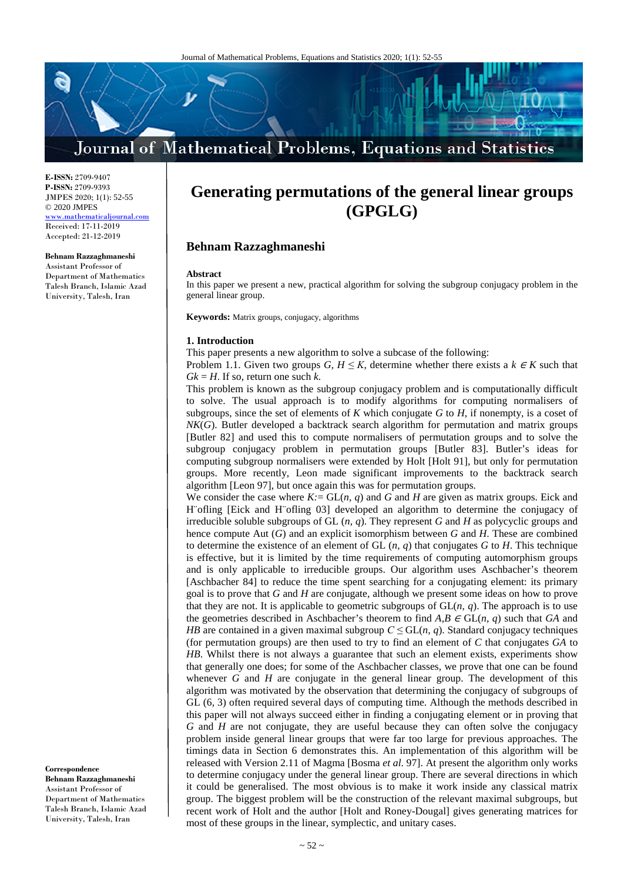E-ISSN: 2709-9407
P-ISSN: 2709-9393
JMPES 2020; 1(1): 52-55
© 2020 JMPES
www.mathematicaljournal.com
Received: 17-11-2019
Accepted: 21-12-2019

**Behnam Razzaghmaneshi**
Assistant Professor of Department of Mathematics Talesh Branch, Islamic Azad University, Talesh, Iran

# Generating permutations of the general linear groups (GPGLG)

## Behnam Razzaghmaneshi

**Abstract**

In this paper we present a new, practical algorithm for solving the subgroup conjugacy problem in the general linear group.

**Keywords:** Matrix groups, conjugacy, algorithms

## 1. Introduction

This paper presents a new algorithm to solve a subcase of the following:

Problem 1.1. Given two groups $G$, $H \leq K$, determine whether there exists a $k \in K$ such that $Gk = H$. If so, return one such $k$.

This problem is known as the subgroup conjugacy problem and is computationally difficult to solve. The usual approach is to modify algorithms for computing normalisers of subgroups, since the set of elements of $K$ which conjugate $G$ to $H$, if nonempty, is a coset of $NK(G)$. Butler developed a backtrack search algorithm for permutation and matrix groups [Butler 82] and used this to compute normalisers of permutation groups and to solve the subgroup conjugacy problem in permutation groups [Butler 83]. Butler's ideas for computing subgroup normalisers were extended by Holt [Holt 91], but only for permutation groups. More recently, Leon made significant improvements to the backtrack search algorithm [Leon 97], but once again this was for permutation groups.

We consider the case where $K := \mathrm{GL}(n, q)$ and $G$ and $H$ are given as matrix groups. Eick and H¨ofling [Eick and H¨ofling 03] developed an algorithm to determine the conjugacy of irreducible soluble subgroups of GL $(n, q)$. They represent $G$ and $H$ as polycyclic groups and hence compute Aut $(G)$ and an explicit isomorphism between $G$ and $H$. These are combined to determine the existence of an element of GL $(n, q)$ that conjugates $G$ to $H$. This technique is effective, but it is limited by the time requirements of computing automorphism groups and is only applicable to irreducible groups. Our algorithm uses Aschbacher's theorem [Aschbacher 84] to reduce the time spent searching for a conjugating element: its primary goal is to prove that $G$ and $H$ are conjugate, although we present some ideas on how to prove that they are not. It is applicable to geometric subgroups of $\mathrm{GL}(n, q)$. The approach is to use the geometries described in Aschbacher's theorem to find $A,B \in \mathrm{GL}(n, q)$ such that $GA$ and $HB$ are contained in a given maximal subgroup $C \leq \mathrm{GL}(n, q)$. Standard conjugacy techniques (for permutation groups) are then used to try to find an element of $C$ that conjugates $GA$ to $HB$. Whilst there is not always a guarantee that such an element exists, experiments show that generally one does; for some of the Aschbacher classes, we prove that one can be found whenever $G$ and $H$ are conjugate in the general linear group. The development of this algorithm was motivated by the observation that determining the conjugacy of subgroups of GL (6, 3) often required several days of computing time. Although the methods described in this paper will not always succeed either in finding a conjugating element or in proving that $G$ and $H$ are not conjugate, they are useful because they can often solve the conjugacy problem inside general linear groups that were far too large for previous approaches. The timings data in Section 6 demonstrates this. An implementation of this algorithm will be released with Version 2.11 of Magma [Bosma *et al.* 97]. At present the algorithm only works to determine conjugacy under the general linear group. There are several directions in which it could be generalised. The most obvious is to make it work inside any classical matrix group. The biggest problem will be the construction of the relevant maximal subgroups, but recent work of Holt and the author [Holt and Roney-Dougal] gives generating matrices for most of these groups in the linear, symplectic, and unitary cases.

**Correspondence**
**Behnam Razzaghmaneshi**
Assistant Professor of Department of Mathematics Talesh Branch, Islamic Azad University, Talesh, Iran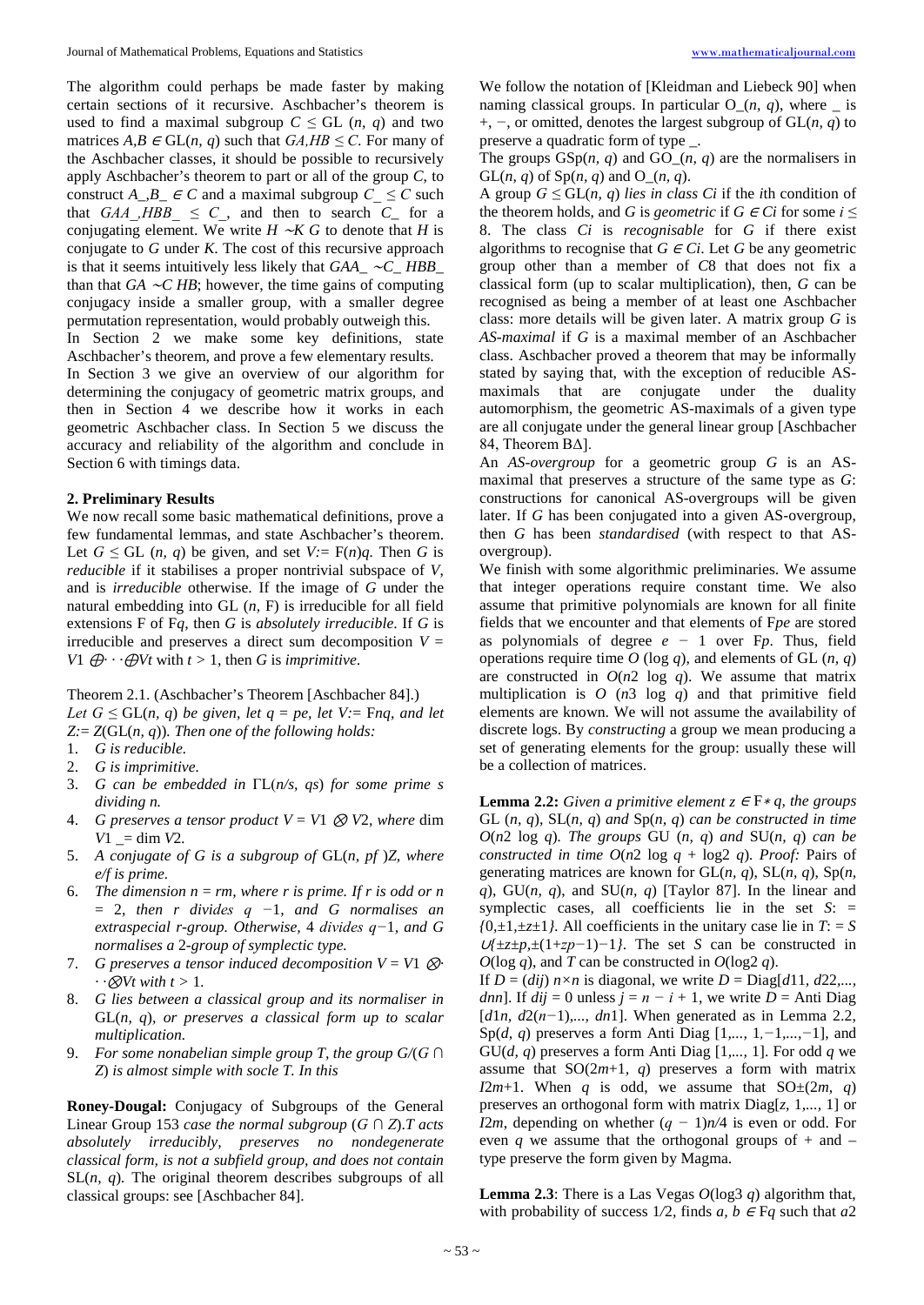The algorithm could perhaps be made faster by making certain sections of it recursive. Aschbacher's theorem is used to find a maximal subgroup $C \leq \mathrm{GL}(n, q)$ and two matrices $A, B \in \mathrm{GL}(n, q)$ such that $GA, HB \leq C$. For many of the Aschbacher classes, it should be possible to recursively apply Aschbacher's theorem to part or all of the group $C$, to construct $A\_, B\_ \in C$ and a maximal subgroup $C\_ \leq C$ such that $GAA\_, HBB\_ \leq C\_$, and then to search $C\_$ for a conjugating element. We write $H \sim K\ G$ to denote that $H$ is conjugate to $G$ under $K$. The cost of this recursive approach is that it seems intuitively less likely that $GAA\_ \sim C\_\ HBB\_$ than that $GA \sim C\ HB$; however, the time gains of computing conjugacy inside a smaller group, with a smaller degree permutation representation, would probably outweigh this.

In Section 2 we make some key definitions, state Aschbacher's theorem, and prove a few elementary results.

In Section 3 we give an overview of our algorithm for determining the conjugacy of geometric matrix groups, and then in Section 4 we describe how it works in each geometric Aschbacher class. In Section 5 we discuss the accuracy and reliability of the algorithm and conclude in Section 6 with timings data.

## 2. Preliminary Results

We now recall some basic mathematical definitions, prove a few fundamental lemmas, and state Aschbacher's theorem. Let $G \leq \mathrm{GL}(n, q)$ be given, and set $V := \mathrm{F}(n)q$. Then $G$ is *reducible* if it stabilises a proper nontrivial subspace of $V$, and is *irreducible* otherwise. If the image of $G$ under the natural embedding into $\mathrm{GL}(n, \mathrm{F})$ is irreducible for all field extensions F of F$q$, then $G$ is *absolutely irreducible*. If $G$ is irreducible and preserves a direct sum decomposition $V = V1 \oplus \cdots \oplus Vt$ with $t > 1$, then $G$ is *imprimitive*.

Theorem 2.1. (Aschbacher's Theorem [Aschbacher 84].)
*Let $G \leq \mathrm{GL}(n, q)$ be given, let $q = pe$, let $V := \mathrm{F}nq$, and let $Z := Z(\mathrm{GL}(n, q))$. Then one of the following holds:*

1. *$G$ is reducible.*
2. *$G$ is imprimitive.*
3. *$G$ can be embedded in $\Gamma\mathrm{L}(n/s, qs)$ for some prime $s$ dividing $n$.*
4. *$G$ preserves a tensor product $V = V1 \otimes V2$, where $\dim V1 \_= \dim V2$.*
5. *A conjugate of $G$ is a subgroup of $\mathrm{GL}(n, pf)Z$, where $e/f$ is prime.*
6. *The dimension $n = rm$, where $r$ is prime. If $r$ is odd or $n = 2$, then $r$ divides $q - 1$, and $G$ normalises an extraspecial $r$-group. Otherwise, 4 divides $q-1$, and $G$ normalises a 2-group of symplectic type.*
7. *$G$ preserves a tensor induced decomposition $V = V1 \otimes \cdots \otimes Vt$ with $t > 1$.*
8. *$G$ lies between a classical group and its normaliser in $\mathrm{GL}(n, q)$, or preserves a classical form up to scalar multiplication.*
9. *For some nonabelian simple group $T$, the group $G/(G \cap Z)$ is almost simple with socle $T$. In this case the normal subgroup $(G \cap Z).T$ acts absolutely irreducibly, preserves no nondegenerate classical form, is not a subfield group, and does not contain $\mathrm{SL}(n, q)$.* The original theorem describes subgroups of all classical groups: see [Aschbacher 84].

We follow the notation of [Kleidman and Liebeck 90] when naming classical groups. In particular $\mathrm{O}\_(n, q)$, where \_ is +, −, or omitted, denotes the largest subgroup of $\mathrm{GL}(n, q)$ to preserve a quadratic form of type \_.

The groups $\mathrm{GSp}(n, q)$ and $\mathrm{GO}\_(n, q)$ are the normalisers in $\mathrm{GL}(n, q)$ of $\mathrm{Sp}(n, q)$ and $\mathrm{O}\_(n, q)$.

A group $G \leq \mathrm{GL}(n, q)$ *lies in class $Ci$* if the $i$th condition of the theorem holds, and $G$ is *geometric* if $G \in Ci$ for some $i \leq 8$. The class $Ci$ is *recognisable* for $G$ if there exist algorithms to recognise that $G \in Ci$. Let $G$ be any geometric group other than a member of $C8$ that does not fix a classical form (up to scalar multiplication), then, $G$ can be recognised as being a member of at least one Aschbacher class: more details will be given later. A matrix group $G$ is *AS-maximal* if $G$ is a maximal member of an Aschbacher class. Aschbacher proved a theorem that may be informally stated by saying that, with the exception of reducible AS-maximals that are conjugate under the duality automorphism, the geometric AS-maximals of a given type are all conjugate under the general linear group [Aschbacher 84, Theorem BΔ].

An *AS-overgroup* for a geometric group $G$ is an AS-maximal that preserves a structure of the same type as $G$: constructions for canonical AS-overgroups will be given later. If $G$ has been conjugated into a given AS-overgroup, then $G$ has been *standardised* (with respect to that AS-overgroup).

We finish with some algorithmic preliminaries. We assume that integer operations require constant time. We also assume that primitive polynomials are known for all finite fields that we encounter and that elements of F$pe$ are stored as polynomials of degree $e - 1$ over F$p$. Thus, field operations require time $O(\log q)$, and elements of $\mathrm{GL}(n, q)$ are constructed in $O(n2 \log q)$. We assume that matrix multiplication is $O(n3 \log q)$ and that primitive field elements are known. We will not assume the availability of discrete logs. By *constructing* a group we mean producing a set of generating elements for the group: usually these will be a collection of matrices.

**Lemma 2.2:** *Given a primitive element $z \in \mathrm{F}*q$, the groups $\mathrm{GL}(n, q)$, $\mathrm{SL}(n, q)$ and $\mathrm{Sp}(n, q)$ can be constructed in time $O(n2 \log q)$. The groups $\mathrm{GU}(n, q)$ and $\mathrm{SU}(n, q)$ can be constructed in time $O(n2 \log q + \log2 q)$. Proof:* Pairs of generating matrices are known for $\mathrm{GL}(n, q)$, $\mathrm{SL}(n, q)$, $\mathrm{Sp}(n, q)$, $\mathrm{GU}(n, q)$, and $\mathrm{SU}(n, q)$ [Taylor 87]. In the linear and symplectic cases, all coefficients lie in the set $S := \{0, \pm 1, \pm z \pm 1\}$. All coefficients in the unitary case lie in $T := S \cup \{\pm z \pm p, \pm (1+zp-1)-1\}$. The set $S$ can be constructed in $O(\log q)$, and $T$ can be constructed in $O(\log2 q)$.

If $D = (dij)$ $n \times n$ is diagonal, we write $D = \mathrm{Diag}[d11, d22, \ldots, dnn]$. If $dij = 0$ unless $j = n - i + 1$, we write $D = \mathrm{Anti\ Diag}[d1n, d2(n-1), \ldots, dn1]$. When generated as in Lemma 2.2, $\mathrm{Sp}(d, q)$ preserves a form Anti Diag $[1, \ldots, 1, -1, \ldots, -1]$, and $\mathrm{GU}(d, q)$ preserves a form Anti Diag $[1, \ldots, 1]$. For odd $q$ we assume that $\mathrm{SO}(2m+1, q)$ preserves a form with matrix $I2m+1$. When $q$ is odd, we assume that $\mathrm{SO}\pm(2m, q)$ preserves an orthogonal form with matrix $\mathrm{Diag}[z, 1, \ldots, 1]$ or $I2m$, depending on whether $(q - 1)n/4$ is even or odd. For even $q$ we assume that the orthogonal groups of + and – type preserve the form given by Magma.

**Lemma 2.3**: There is a Las Vegas $O(\log3 q)$ algorithm that, with probability of success 1/2, finds $a, b \in \mathrm{F}q$ such that $a2$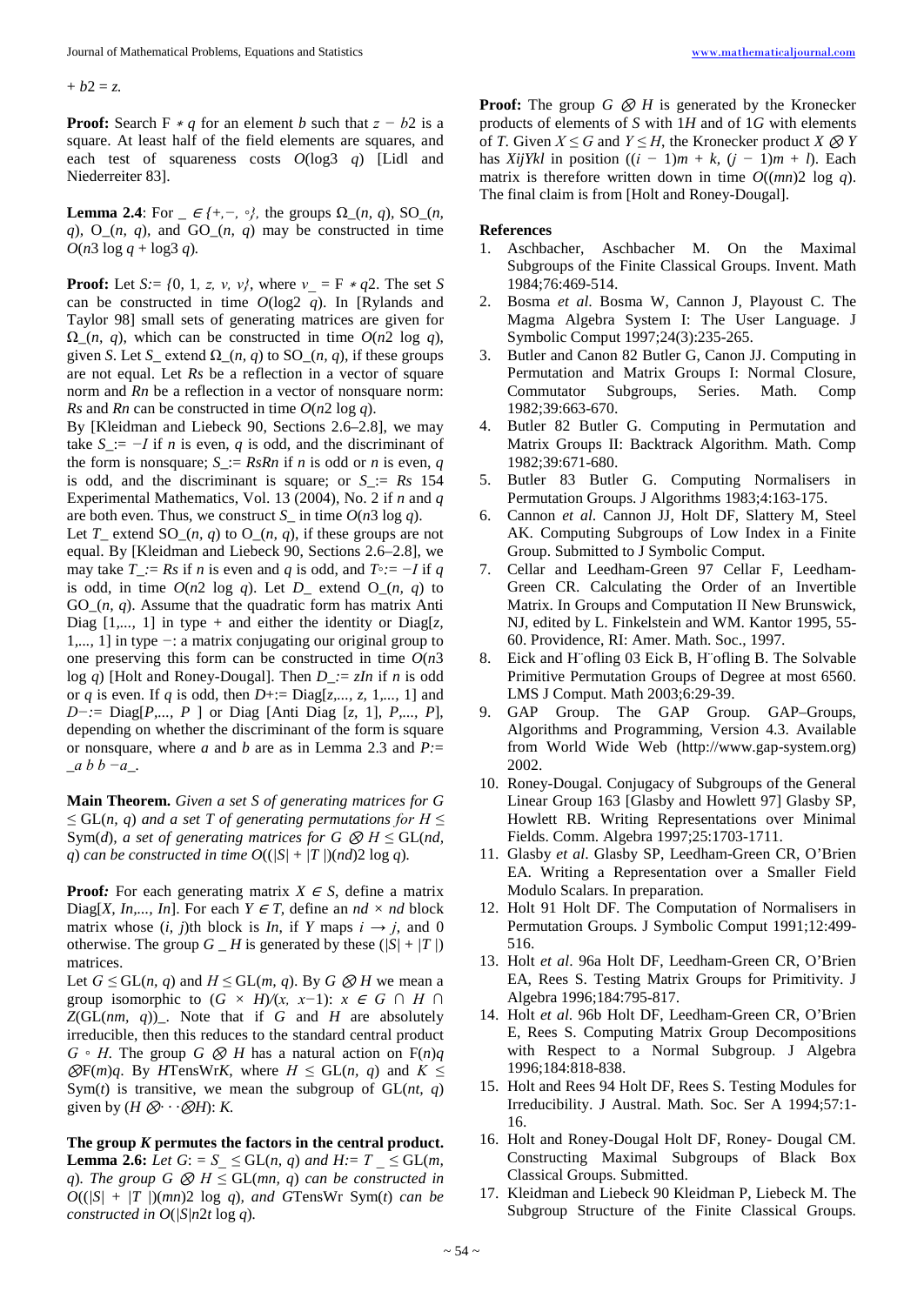$+ b2 = z.$

**Proof:** Search $F * q$ for an element $b$ such that $z - b2$ is a square. At least half of the field elements are squares, and each test of squareness costs $O(\log 3\ q)$ [Lidl and Niederreiter 83].

**Lemma 2.4**: For $\_ \in \{+, -, \circ\}$, the groups $\Omega\_(n, q)$, $SO\_(n, q)$, $O\_(n, q)$, and $GO\_(n, q)$ may be constructed in time $O(n3 \log q + \log 3\ q)$.

**Proof:** Let $S := \{0, 1, z, v, v\}$, where $v\_ = F * q2$. The set $S$ can be constructed in time $O(\log 2\ q)$. In [Rylands and Taylor 98] small sets of generating matrices are given for $\Omega\_(n, q)$, which can be constructed in time $O(n2 \log q)$, given $S$. Let $S\_$ extend $\Omega\_(n, q)$ to $SO\_(n, q)$, if these groups are not equal. Let $Rs$ be a reflection in a vector of square norm and $Rn$ be a reflection in a vector of nonsquare norm: $Rs$ and $Rn$ can be constructed in time $O(n2 \log q)$.

By [Kleidman and Liebeck 90, Sections 2.6–2.8], we may take $S\_ := -I$ if $n$ is even, $q$ is odd, and the discriminant of the form is nonsquare; $S\_ := RsRn$ if $n$ is odd or $n$ is even, $q$ is odd, and the discriminant is square; or $S\_ := Rs$ 154 Experimental Mathematics, Vol. 13 (2004), No. 2 if $n$ and $q$ are both even. Thus, we construct $S\_$ in time $O(n3 \log q)$.

Let $T\_$ extend $SO\_(n, q)$ to $O\_(n, q)$, if these groups are not equal. By [Kleidman and Liebeck 90, Sections 2.6–2.8], we may take $T\_ := Rs$ if $n$ is even and $q$ is odd, and $T\circ := -I$ if $q$ is odd, in time $O(n2 \log q)$. Let $D\_$ extend $O\_(n, q)$ to $GO\_(n, q)$. Assume that the quadratic form has matrix Anti Diag $[1, \dots, 1]$ in type $+$ and either the identity or Diag$[z, 1, \dots, 1]$ in type $-$: a matrix conjugating our original group to one preserving this form can be constructed in time $O(n3 \log q)$ [Holt and Roney-Dougal]. Then $D\_ := zIn$ if $n$ is odd or $q$ is even. If $q$ is odd, then $D+ :=$ Diag$[z, \dots, z, 1, \dots, 1]$ and $D- :=$ Diag$[P, \dots, P]$ or Diag [Anti Diag $[z, 1]$, $P, \dots, P$], depending on whether the discriminant of the form is square or nonsquare, where $a$ and $b$ are as in Lemma 2.3 and $P := \_a\ b\ b\ -a\_$.

**Main Theorem.** *Given a set $S$ of generating matrices for $G \leq GL(n, q)$ and a set $T$ of generating permutations for $H \leq Sym(d)$, a set of generating matrices for $G \otimes H \leq GL(nd, q)$ can be constructed in time $O((|S| + |T|)(nd)2 \log q)$.*

**Proof***:* For each generating matrix $X \in S$, define a matrix Diag$[X, In, \dots, In]$. For each $Y \in T$, define an $nd \times nd$ block matrix whose $(i, j)$th block is $In$, if $Y$ maps $i \to j$, and 0 otherwise. The group $G\ \_\ H$ is generated by these $(|S| + |T|)$ matrices.

Let $G \leq GL(n, q)$ and $H \leq GL(m, q)$. By $G \otimes H$ we mean a group isomorphic to $(G \times H)/(x, x-1)$: $x \in G \cap H \cap Z(GL(nm, q))\_$. Note that if $G$ and $H$ are absolutely irreducible, then this reduces to the standard central product $G \circ H$. The group $G \otimes H$ has a natural action on $F(n)q \otimes F(m)q$. By $H$TensWr$K$, where $H \leq GL(n, q)$ and $K \leq Sym(t)$ is transitive, we mean the subgroup of $GL(nt, q)$ given by $(H \otimes \cdots \otimes H)$: $K$.

**The group $K$ permutes the factors in the central product.**
**Lemma 2.6:** *Let $G := S\_ \leq GL(n, q)$ and $H := T\_ \leq GL(m, q)$. The group $G \otimes H \leq GL(mn, q)$ can be constructed in $O((|S| + |T|)(mn)2 \log q)$, and $G$TensWr Sym$(t)$ can be constructed in $O(|S|n2t \log q)$.*

**Proof:** The group $G \otimes H$ is generated by the Kronecker products of elements of $S$ with $1H$ and of $1G$ with elements of $T$. Given $X \leq G$ and $Y \leq H$, the Kronecker product $X \otimes Y$ has $XijYkl$ in position $((i - 1)m + k, (j - 1)m + l)$. Each matrix is therefore written down in time $O((mn)2 \log q)$. The final claim is from [Holt and Roney-Dougal].

## References

1. Aschbacher, Aschbacher M. On the Maximal Subgroups of the Finite Classical Groups. Invent. Math 1984;76:469-514.
2. Bosma *et al.* Bosma W, Cannon J, Playoust C. The Magma Algebra System I: The User Language. J Symbolic Comput 1997;24(3):235-265.
3. Butler and Canon 82 Butler G, Canon JJ. Computing in Permutation and Matrix Groups I: Normal Closure, Commutator Subgroups, Series. Math. Comp 1982;39:663-670.
4. Butler 82 Butler G. Computing in Permutation and Matrix Groups II: Backtrack Algorithm. Math. Comp 1982;39:671-680.
5. Butler 83 Butler G. Computing Normalisers in Permutation Groups. J Algorithms 1983;4:163-175.
6. Cannon *et al.* Cannon JJ, Holt DF, Slattery M, Steel AK. Computing Subgroups of Low Index in a Finite Group. Submitted to J Symbolic Comput.
7. Cellar and Leedham-Green 97 Cellar F, Leedham-Green CR. Calculating the Order of an Invertible Matrix. In Groups and Computation II New Brunswick, NJ, edited by L. Finkelstein and WM. Kantor 1995, 55-60. Providence, RI: Amer. Math. Soc., 1997.
8. Eick and H¨ofling 03 Eick B, H¨ofling B. The Solvable Primitive Permutation Groups of Degree at most 6560. LMS J Comput. Math 2003;6:29-39.
9. GAP Group. The GAP Group. GAP–Groups, Algorithms and Programming, Version 4.3. Available from World Wide Web (http://www.gap-system.org) 2002.
10. Roney-Dougal. Conjugacy of Subgroups of the General Linear Group 163 [Glasby and Howlett 97] Glasby SP, Howlett RB. Writing Representations over Minimal Fields. Comm. Algebra 1997;25:1703-1711.
11. Glasby *et al*. Glasby SP, Leedham-Green CR, O'Brien EA. Writing a Representation over a Smaller Field Modulo Scalars. In preparation.
12. Holt 91 Holt DF. The Computation of Normalisers in Permutation Groups. J Symbolic Comput 1991;12:499-516.
13. Holt *et al*. 96a Holt DF, Leedham-Green CR, O'Brien EA, Rees S. Testing Matrix Groups for Primitivity. J Algebra 1996;184:795-817.
14. Holt *et al.* 96b Holt DF, Leedham-Green CR, O'Brien E, Rees S. Computing Matrix Group Decompositions with Respect to a Normal Subgroup. J Algebra 1996;184:818-838.
15. Holt and Rees 94 Holt DF, Rees S. Testing Modules for Irreducibility. J Austral. Math. Soc. Ser A 1994;57:1-16.
16. Holt and Roney-Dougal Holt DF, Roney- Dougal CM. Constructing Maximal Subgroups of Black Box Classical Groups. Submitted.
17. Kleidman and Liebeck 90 Kleidman P, Liebeck M. The Subgroup Structure of the Finite Classical Groups.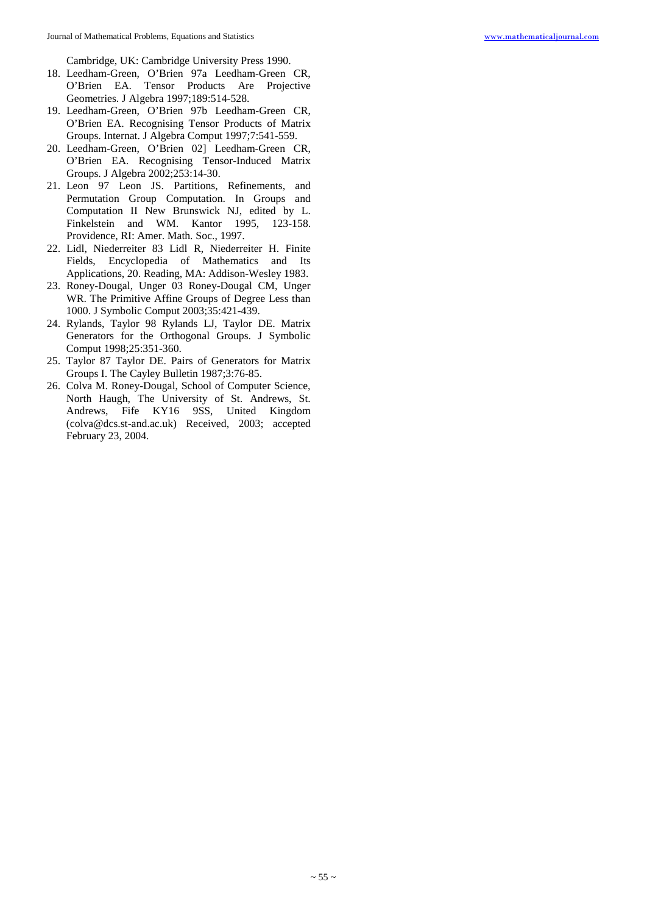Cambridge, UK: Cambridge University Press 1990.

18. Leedham-Green, O'Brien 97a Leedham-Green CR, O'Brien EA. Tensor Products Are Projective Geometries. J Algebra 1997;189:514-528.
19. Leedham-Green, O'Brien 97b Leedham-Green CR, O'Brien EA. Recognising Tensor Products of Matrix Groups. Internat. J Algebra Comput 1997;7:541-559.
20. Leedham-Green, O'Brien 02] Leedham-Green CR, O'Brien EA. Recognising Tensor-Induced Matrix Groups. J Algebra 2002;253:14-30.
21. Leon 97 Leon JS. Partitions, Refinements, and Permutation Group Computation. In Groups and Computation II New Brunswick NJ, edited by L. Finkelstein and WM. Kantor 1995, 123-158. Providence, RI: Amer. Math. Soc., 1997.
22. Lidl, Niederreiter 83 Lidl R, Niederreiter H. Finite Fields, Encyclopedia of Mathematics and Its Applications, 20. Reading, MA: Addison-Wesley 1983.
23. Roney-Dougal, Unger 03 Roney-Dougal CM, Unger WR. The Primitive Affine Groups of Degree Less than 1000. J Symbolic Comput 2003;35:421-439.
24. Rylands, Taylor 98 Rylands LJ, Taylor DE. Matrix Generators for the Orthogonal Groups. J Symbolic Comput 1998;25:351-360.
25. Taylor 87 Taylor DE. Pairs of Generators for Matrix Groups I. The Cayley Bulletin 1987;3:76-85.
26. Colva M. Roney-Dougal, School of Computer Science, North Haugh, The University of St. Andrews, St. Andrews, Fife KY16 9SS, United Kingdom (colva@dcs.st-and.ac.uk) Received, 2003; accepted February 23, 2004.